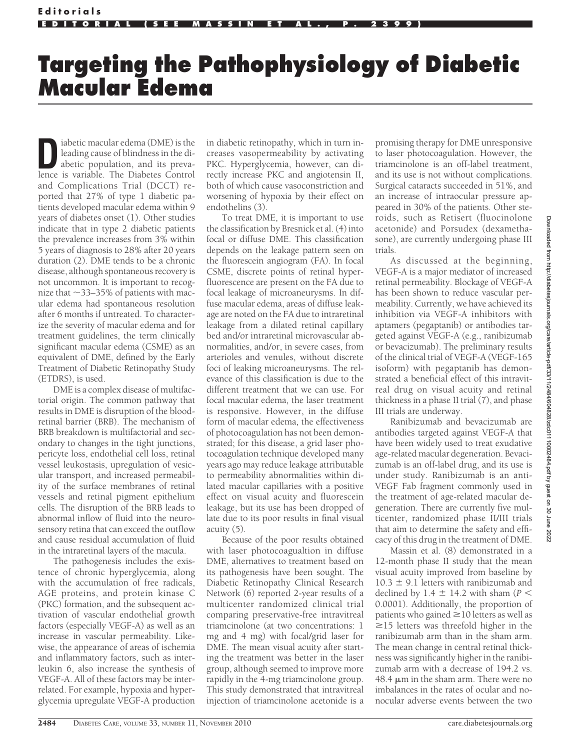**Editorials**

**EDITORIAL (SEE MASSIN ET AL., P. 2399)**

# Targeting the Pathophysiology of Diabetic Macular Edema

Diabetic macular edema (DME) is the leading cause of blindness in the diabetic population, and its prevalence is variable. The Diabetes Control and Complications Trial (DCCT) reported that 27% of type 1 diabetic patients developed macular edema within 9 years of diabetes onset (1). Other studies indicate that in type 2 diabetic patients the prevalence increases from 3% within 5 years of diagnosis to 28% after 20 years duration (2). DME tends to be a chronic disease, although spontaneous recovery is not uncommon. It is important to recognize that ~33–35% of patients with macular edema had spontaneous resolution after 6 months if untreated. To characterize the severity of macular edema and for treatment guidelines, the term clinically significant macular edema (CSME) as an equivalent of DME, defined by the Early Treatment of Diabetic Retinopathy Study (ETDRS), is used.

DME is a complex disease of multifactorial origin. The common pathway that results in DME is disruption of the blood-retinal barrier (BRB). The mechanism of BRB breakdown is multifactorial and secondary to changes in the tight junctions, pericyte loss, endothelial cell loss, retinal vessel leukostasis, upregulation of vesicular transport, and increased permeability of the surface membranes of retinal vessels and retinal pigment epithelium cells. The disruption of the BRB leads to abnormal inflow of fluid into the neurosensory retina that can exceed the outflow and cause residual accumulation of fluid in the intraretinal layers of the macula.

The pathogenesis includes the existence of chronic hyperglycemia, along with the accumulation of free radicals, AGE proteins, and protein kinase C (PKC) formation, and the subsequent activation of vascular endothelial growth factors (especially VEGF-A) as well as an increase in vascular permeability. Likewise, the appearance of areas of ischemia and inflammatory factors, such as interleukin 6, also increase the synthesis of VEGF-A. All of these factors may be interrelated. For example, hypoxia and hyperglycemia upregulate VEGF-A production in diabetic retinopathy, which in turn increases vasopermeability by activating PKC. Hyperglycemia, however, can directly increase PKC and angiotensin II, both of which cause vasoconstriction and worsening of hypoxia by their effect on endothelins (3).

To treat DME, it is important to use the classification by Bresnick et al. (4) into focal or diffuse DME. This classification depends on the leakage pattern seen on the fluorescein angiogram (FA). In focal CSME, discrete points of retinal hyperfluorescence are present on the FA due to focal leakage of microaneurysms. In diffuse macular edema, areas of diffuse leakage are noted on the FA due to intraretinal leakage from a dilated retinal capillary bed and/or intraretinal microvascular abnormalities, and/or, in severe cases, from arterioles and venules, without discrete foci of leaking microaneurysms. The relevance of this classification is due to the different treatment that we can use. For focal macular edema, the laser treatment is responsive. However, in the diffuse form of macular edema, the effectiveness of photocoagulation has not been demonstrated; for this disease, a grid laser photocoagulation technique developed many years ago may reduce leakage attributable to permeability abnormalities within dilated macular capillaries with a positive effect on visual acuity and fluorescein leakage, but its use has been dropped of late due to its poor results in final visual acuity (5).

Because of the poor results obtained with laser photocoagualtion in diffuse DME, alternatives to treatment based on its pathogenesis have been sought. The Diabetic Retinopathy Clinical Research Network (6) reported 2-year results of a multicenter randomized clinical trial comparing preservative-free intravitreal triamcinolone (at two concentrations: 1 mg and 4 mg) with focal/grid laser for DME. The mean visual acuity after starting the treatment was better in the laser group, although seemed to improve more rapidly in the 4-mg triamcinolone group. This study demonstrated that intravitreal injection of triamcinolone acetonide is a promising therapy for DME unresponsive to laser photocoagulation. However, the triamcinolone is an off-label treatment, and its use is not without complications. Surgical cataracts succeeded in 51%, and an increase of intraocular pressure appeared in 30% of the patients. Other steroids, such as Retisert (fluocinolone acetonide) and Porsudex (dexamethasone), are currently undergoing phase III trials.

As discussed at the beginning, VEGF-A is a major mediator of increased retinal permeability. Blockage of VEGF-A has been shown to reduce vascular permeability. Currently, we have achieved its inhibition via VEGF-A inhibitors with aptamers (pegaptanib) or antibodies targeted against VEGF-A (e.g., ranibizumab or bevacizumab). The preliminary results of the clinical trial of VEGF-A (VEGF-165 isoform) with pegaptanib has demonstrated a beneficial effect of this intravitreal drug on visual acuity and retinal thickness in a phase II trial (7), and phase III trials are underway.

Ranibizumab and bevacizumab are antibodies targeted against VEGF-A that have been widely used to treat exudative age-related macular degeneration. Bevacizumab is an off-label drug, and its use is under study. Ranibizumab is an anti-VEGF Fab fragment commonly used in the treatment of age-related macular degeneration. There are currently five multicenter, randomized phase II/III trials that aim to determine the safety and efficacy of this drug in the treatment of DME.

Massin et al. (8) demonstrated in a 12-month phase II study that the mean visual acuity improved from baseline by $10.3 \pm 9.1$ letters with ranibizumab and declined by $1.4 \pm 14.2$ with sham ($P < 0.0001$). Additionally, the proportion of patients who gained $\geq$10 letters as well as $\geq$15 letters was threefold higher in the ranibizumab arm than in the sham arm. The mean change in central retinal thickness was significantly higher in the ranibizumab arm with a decrease of 194.2 vs. 48.4 μm in the sham arm. There were no imbalances in the rates of ocular and nonocular adverse events between the two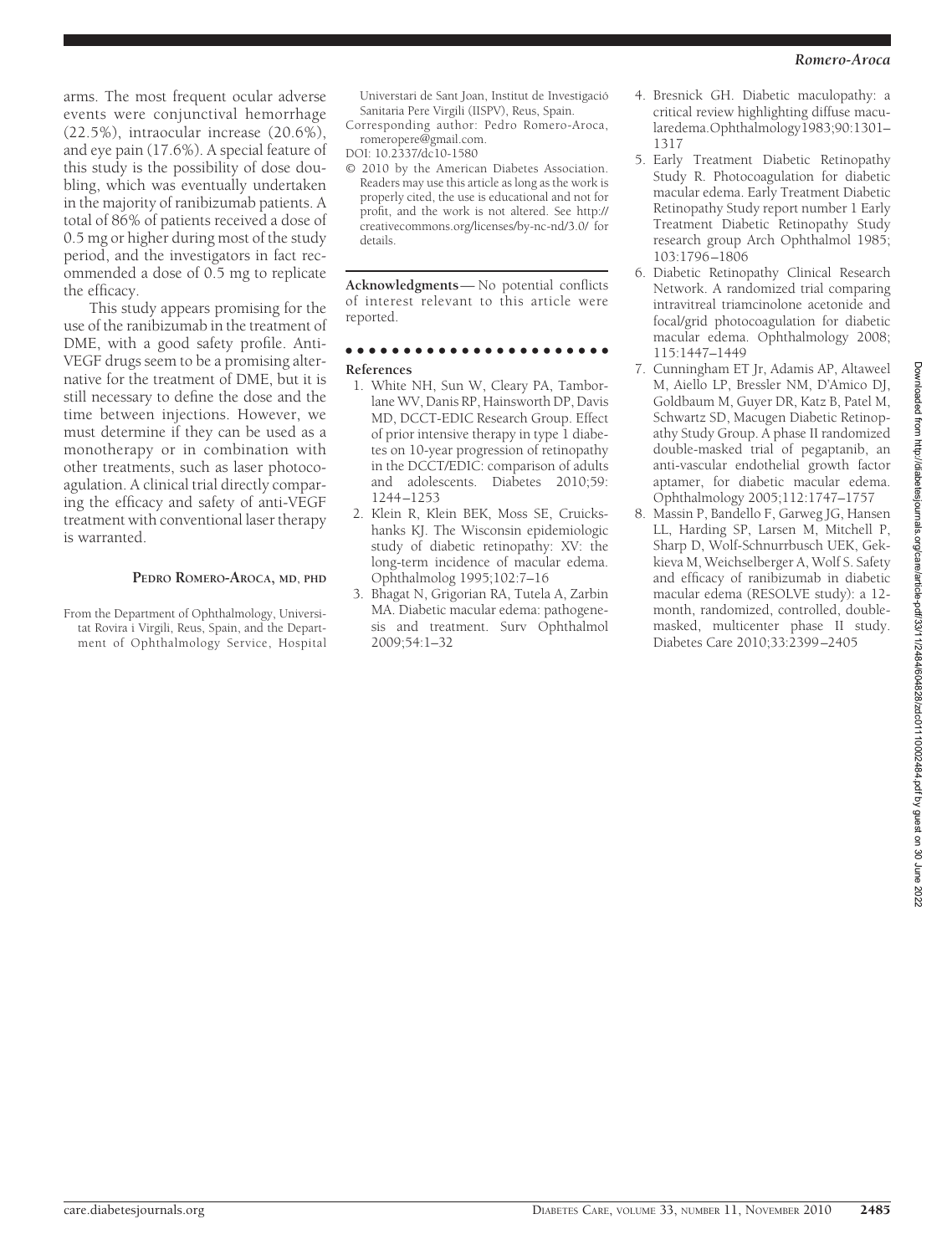arms. The most frequent ocular adverse events were conjunctival hemorrhage (22.5%), intraocular increase (20.6%), and eye pain (17.6%). A special feature of this study is the possibility of dose doubling, which was eventually undertaken in the majority of ranibizumab patients. A total of 86% of patients received a dose of 0.5 mg or higher during most of the study period, and the investigators in fact recommended a dose of 0.5 mg to replicate the efficacy.

This study appears promising for the use of the ranibizumab in the treatment of DME, with a good safety profile. Anti-VEGF drugs seem to be a promising alternative for the treatment of DME, but it is still necessary to define the dose and the time between injections. However, we must determine if they can be used as a monotherapy or in combination with other treatments, such as laser photocoagulation. A clinical trial directly comparing the efficacy and safety of anti-VEGF treatment with conventional laser therapy is warranted.

**Pedro Romero-Aroca, md, phd**

From the Department of Ophthalmology, Universitat Rovira i Virgili, Reus, Spain, and the Department of Ophthalmology Service, Hospital Universitari de Sant Joan, Institut de Investigació Sanitaria Pere Virgili (IISPV), Reus, Spain.

Corresponding author: Pedro Romero-Aroca, romeropere@gmail.com.

DOI: 10.2337/dc10-1580

© 2010 by the American Diabetes Association. Readers may use this article as long as the work is properly cited, the use is educational and not for profit, and the work is not altered. See http://creativecommons.org/licenses/by-nc-nd/3.0/ for details.

**Acknowledgments**— No potential conflicts of interest relevant to this article were reported.

## References

1. White NH, Sun W, Cleary PA, Tamborlane WV, Danis RP, Hainsworth DP, Davis MD, DCCT-EDIC Research Group. Effect of prior intensive therapy in type 1 diabetes on 10-year progression of retinopathy in the DCCT/EDIC: comparison of adults and adolescents. Diabetes 2010;59: 1244–1253
2. Klein R, Klein BEK, Moss SE, Cruickshanks KJ. The Wisconsin epidemiologic study of diabetic retinopathy: XV: the long-term incidence of macular edema. Ophthalmolog 1995;102:7–16
3. Bhagat N, Grigorian RA, Tutela A, Zarbin MA. Diabetic macular edema: pathogenesis and treatment. Surv Ophthalmol 2009;54:1–32
4. Bresnick GH. Diabetic maculopathy: a critical review highlighting diffuse macularedema.Ophthalmology1983;90:1301–1317
5. Early Treatment Diabetic Retinopathy Study R. Photocoagulation for diabetic macular edema. Early Treatment Diabetic Retinopathy Study report number 1 Early Treatment Diabetic Retinopathy Study research group Arch Ophthalmol 1985; 103:1796–1806
6. Diabetic Retinopathy Clinical Research Network. A randomized trial comparing intravitreal triamcinolone acetonide and focal/grid photocoagulation for diabetic macular edema. Ophthalmology 2008; 115:1447–1449
7. Cunningham ET Jr, Adamis AP, Altaweel M, Aiello LP, Bressler NM, D'Amico DJ, Goldbaum M, Guyer DR, Katz B, Patel M, Schwartz SD, Macugen Diabetic Retinopathy Study Group. A phase II randomized double-masked trial of pegaptanib, an anti-vascular endothelial growth factor aptamer, for diabetic macular edema. Ophthalmology 2005;112:1747–1757
8. Massin P, Bandello F, Garweg JG, Hansen LL, Harding SP, Larsen M, Mitchell P, Sharp D, Wolf-Schnurrbusch UEK, Gekkieva M, Weichselberger A, Wolf S. Safety and efficacy of ranibizumab in diabetic macular edema (RESOLVE study): a 12-month, randomized, controlled, double-masked, multicenter phase II study. Diabetes Care 2010;33:2399–2405